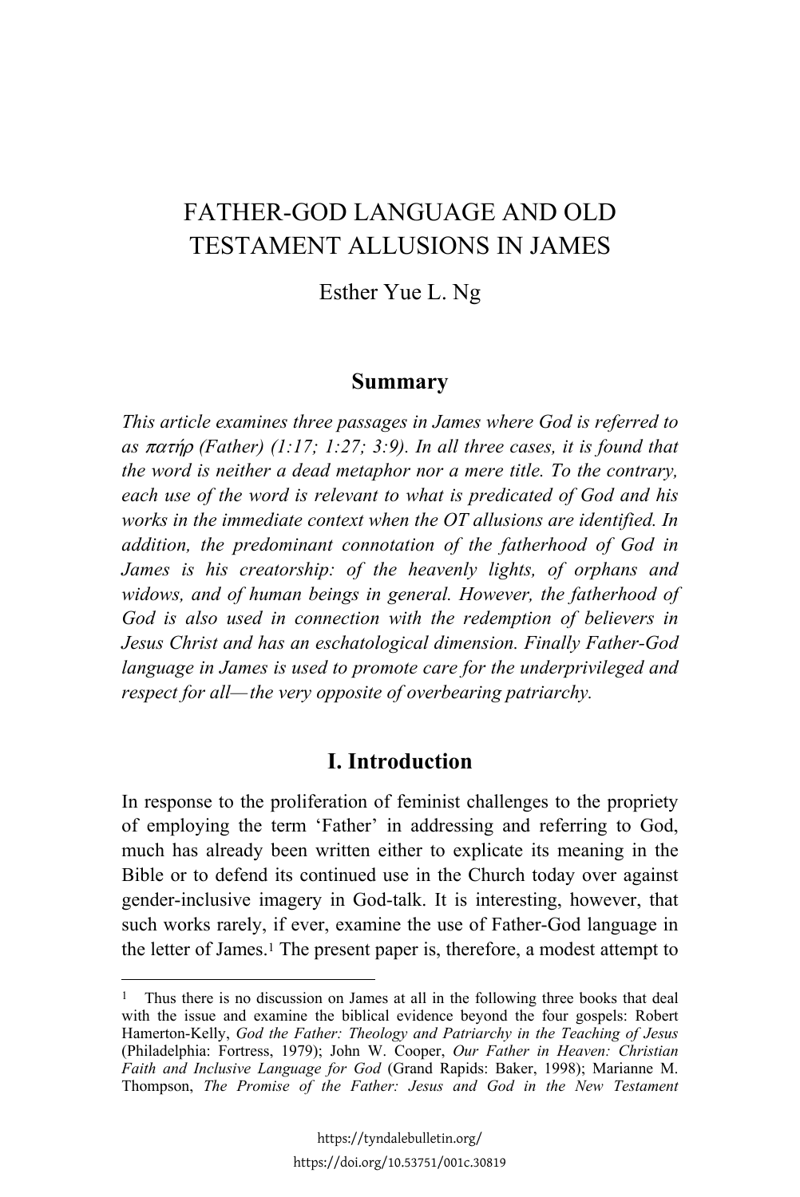# FATHER-GOD LANGUAGE AND OLD TESTAMENT ALLUSIONS IN JAMES

Esther Yue L. Ng

## Summary

*This article examines three passages in James where God is referred to as πατήρ (Father) (1:17; 1:27; 3:9). In all three cases, it is found that the word is neither a dead metaphor nor a mere title. To the contrary, each use of the word is relevant to what is predicated of God and his works in the immediate context when the OT allusions are identified. In addition, the predominant connotation of the fatherhood of God in James is his creatorship: of the heavenly lights, of orphans and widows, and of human beings in general. However, the fatherhood of God is also used in connection with the redemption of believers in Jesus Christ and has an eschatological dimension. Finally Father-God language in James is used to promote care for the underprivileged and respect for all—the very opposite of overbearing patriarchy.*

## I. Introduction

In response to the proliferation of feminist challenges to the propriety of employing the term 'Father' in addressing and referring to God, much has already been written either to explicate its meaning in the Bible or to defend its continued use in the Church today over against gender-inclusive imagery in God-talk. It is interesting, however, that such works rarely, if ever, examine the use of Father-God language in the letter of James.[1] The present paper is, therefore, a modest attempt to

---

[1] Thus there is no discussion on James at all in the following three books that deal with the issue and examine the biblical evidence beyond the four gospels: Robert Hamerton-Kelly, *God the Father: Theology and Patriarchy in the Teaching of Jesus* (Philadelphia: Fortress, 1979); John W. Cooper, *Our Father in Heaven: Christian Faith and Inclusive Language for God* (Grand Rapids: Baker, 1998); Marianne M. Thompson, *The Promise of the Father: Jesus and God in the New Testament*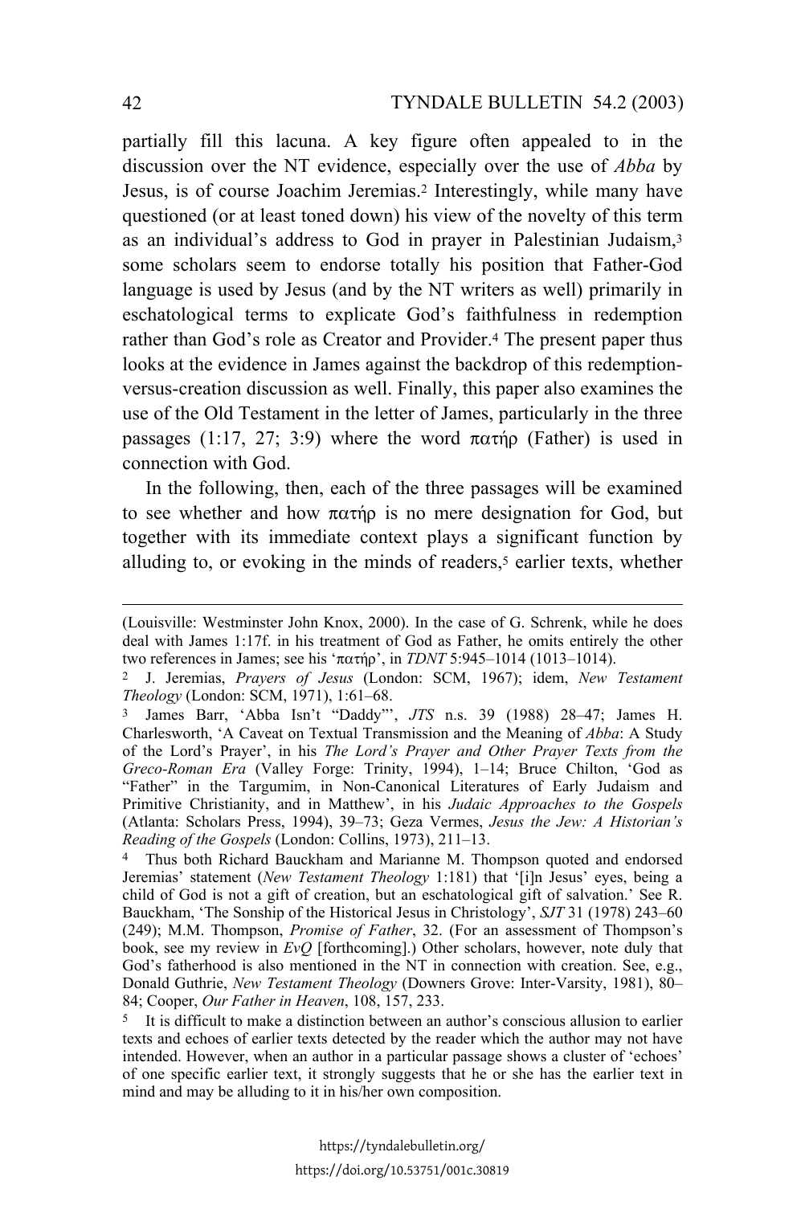partially fill this lacuna. A key figure often appealed to in the discussion over the NT evidence, especially over the use of *Abba* by Jesus, is of course Joachim Jeremias.[2] Interestingly, while many have questioned (or at least toned down) his view of the novelty of this term as an individual's address to God in prayer in Palestinian Judaism,[3] some scholars seem to endorse totally his position that Father-God language is used by Jesus (and by the NT writers as well) primarily in eschatological terms to explicate God's faithfulness in redemption rather than God's role as Creator and Provider.[4] The present paper thus looks at the evidence in James against the backdrop of this redemption-versus-creation discussion as well. Finally, this paper also examines the use of the Old Testament in the letter of James, particularly in the three passages (1:17, 27; 3:9) where the word πατήρ (Father) is used in connection with God.

In the following, then, each of the three passages will be examined to see whether and how πατήρ is no mere designation for God, but together with its immediate context plays a significant function by alluding to, or evoking in the minds of readers,[5] earlier texts, whether

---

(Louisville: Westminster John Knox, 2000). In the case of G. Schrenk, while he does deal with James 1:17f. in his treatment of God as Father, he omits entirely the other two references in James; see his 'πατήρ', in *TDNT* 5:945–1014 (1013–1014).

[2] J. Jeremias, *Prayers of Jesus* (London: SCM, 1967); idem, *New Testament Theology* (London: SCM, 1971), 1:61–68.

[3] James Barr, 'Abba Isn't "Daddy"', *JTS* n.s. 39 (1988) 28–47; James H. Charlesworth, 'A Caveat on Textual Transmission and the Meaning of *Abba*: A Study of the Lord's Prayer', in his *The Lord's Prayer and Other Prayer Texts from the Greco-Roman Era* (Valley Forge: Trinity, 1994), 1–14; Bruce Chilton, 'God as "Father" in the Targumim, in Non-Canonical Literatures of Early Judaism and Primitive Christianity, and in Matthew', in his *Judaic Approaches to the Gospels* (Atlanta: Scholars Press, 1994), 39–73; Geza Vermes, *Jesus the Jew: A Historian's Reading of the Gospels* (London: Collins, 1973), 211–13.

[4] Thus both Richard Bauckham and Marianne M. Thompson quoted and endorsed Jeremias' statement (*New Testament Theology* 1:181) that '[i]n Jesus' eyes, being a child of God is not a gift of creation, but an eschatological gift of salvation.' See R. Bauckham, 'The Sonship of the Historical Jesus in Christology', *SJT* 31 (1978) 243–60 (249); M.M. Thompson, *Promise of Father*, 32. (For an assessment of Thompson's book, see my review in *EvQ* [forthcoming].) Other scholars, however, note duly that God's fatherhood is also mentioned in the NT in connection with creation. See, e.g., Donald Guthrie, *New Testament Theology* (Downers Grove: Inter-Varsity, 1981), 80–84; Cooper, *Our Father in Heaven*, 108, 157, 233.

[5] It is difficult to make a distinction between an author's conscious allusion to earlier texts and echoes of earlier texts detected by the reader which the author may not have intended. However, when an author in a particular passage shows a cluster of 'echoes' of one specific earlier text, it strongly suggests that he or she has the earlier text in mind and may be alluding to it in his/her own composition.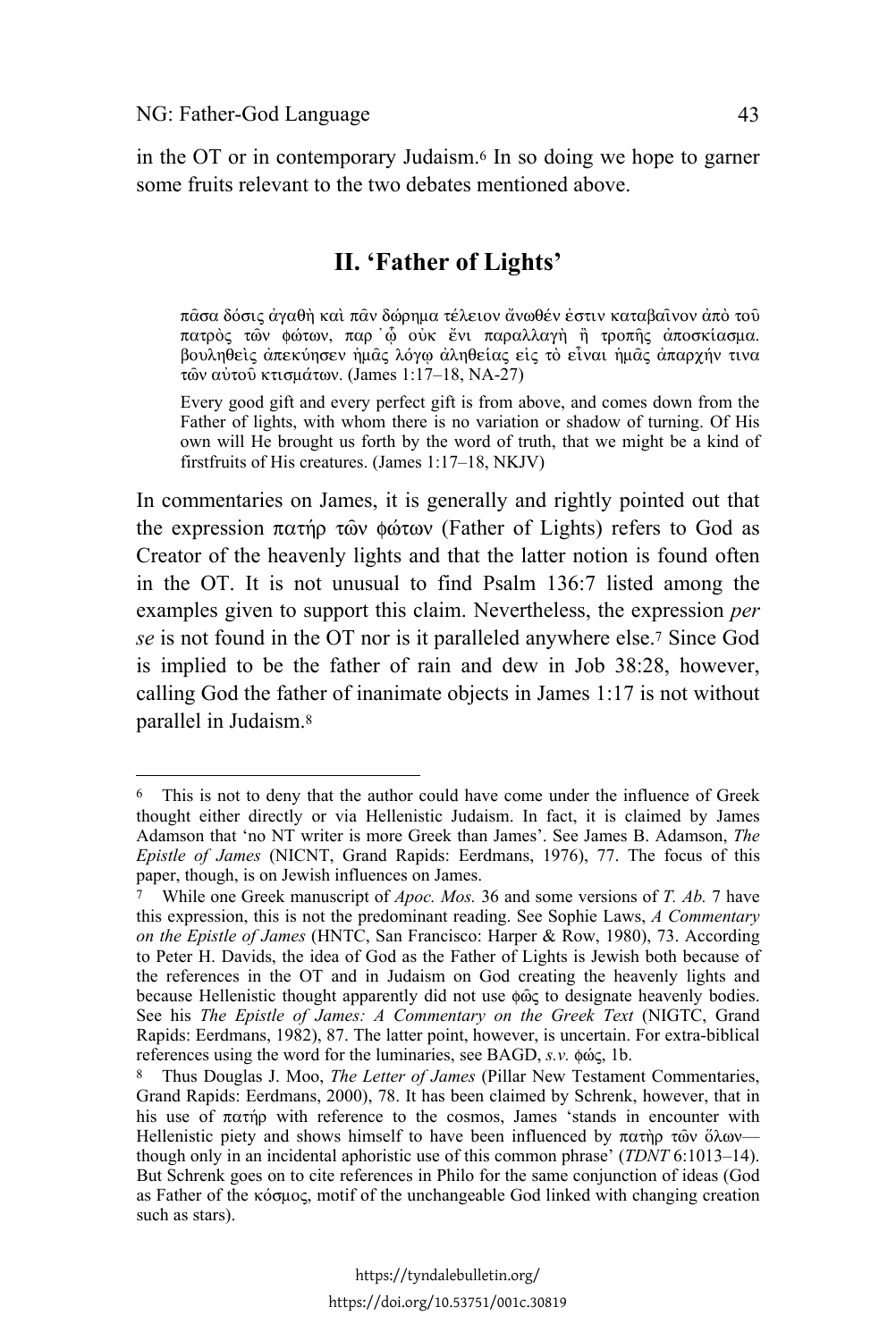in the OT or in contemporary Judaism.[6] In so doing we hope to garner some fruits relevant to the two debates mentioned above.

## II. 'Father of Lights'

> πᾶσα δόσις ἀγαθὴ καὶ πᾶν δώρημα τέλειον ἄνωθέν ἐστιν καταβαῖνον ἀπὸ τοῦ πατρὸς τῶν φώτων, παρ᾽ ᾧ οὐκ ἔνι παραλλαγὴ ἢ τροπῆς ἀποσκίασμα. βουληθεὶς ἀπεκύησεν ἡμᾶς λόγῳ ἀληθείας εἰς τὸ εἶναι ἡμᾶς ἀπαρχήν τινα τῶν αὐτοῦ κτισμάτων. (James 1:17–18, NA-27)

> Every good gift and every perfect gift is from above, and comes down from the Father of lights, with whom there is no variation or shadow of turning. Of His own will He brought us forth by the word of truth, that we might be a kind of firstfruits of His creatures. (James 1:17–18, NKJV)

In commentaries on James, it is generally and rightly pointed out that the expression πατήρ τῶν φώτων (Father of Lights) refers to God as Creator of the heavenly lights and that the latter notion is found often in the OT. It is not unusual to find Psalm 136:7 listed among the examples given to support this claim. Nevertheless, the expression *per se* is not found in the OT nor is it paralleled anywhere else.[7] Since God is implied to be the father of rain and dew in Job 38:28, however, calling God the father of inanimate objects in James 1:17 is not without parallel in Judaism.[8]

---

[6] This is not to deny that the author could have come under the influence of Greek thought either directly or via Hellenistic Judaism. In fact, it is claimed by James Adamson that 'no NT writer is more Greek than James'. See James B. Adamson, *The Epistle of James* (NICNT, Grand Rapids: Eerdmans, 1976), 77. The focus of this paper, though, is on Jewish influences on James.

[7] While one Greek manuscript of *Apoc. Mos.* 36 and some versions of *T. Ab.* 7 have this expression, this is not the predominant reading. See Sophie Laws, *A Commentary on the Epistle of James* (HNTC, San Francisco: Harper & Row, 1980), 73. According to Peter H. Davids, the idea of God as the Father of Lights is Jewish both because of the references in the OT and in Judaism on God creating the heavenly lights and because Hellenistic thought apparently did not use φῶς to designate heavenly bodies. See his *The Epistle of James: A Commentary on the Greek Text* (NIGTC, Grand Rapids: Eerdmans, 1982), 87. The latter point, however, is uncertain. For extra-biblical references using the word for the luminaries, see BAGD, *s.v.* φώς, 1b.

[8] Thus Douglas J. Moo, *The Letter of James* (Pillar New Testament Commentaries, Grand Rapids: Eerdmans, 2000), 78. It has been claimed by Schrenk, however, that in his use of πατήρ with reference to the cosmos, James 'stands in encounter with Hellenistic piety and shows himself to have been influenced by πατὴρ τῶν ὅλων—though only in an incidental aphoristic use of this common phrase' (*TDNT* 6:1013–14). But Schrenk goes on to cite references in Philo for the same conjunction of ideas (God as Father of the κόσμος, motif of the unchangeable God linked with changing creation such as stars).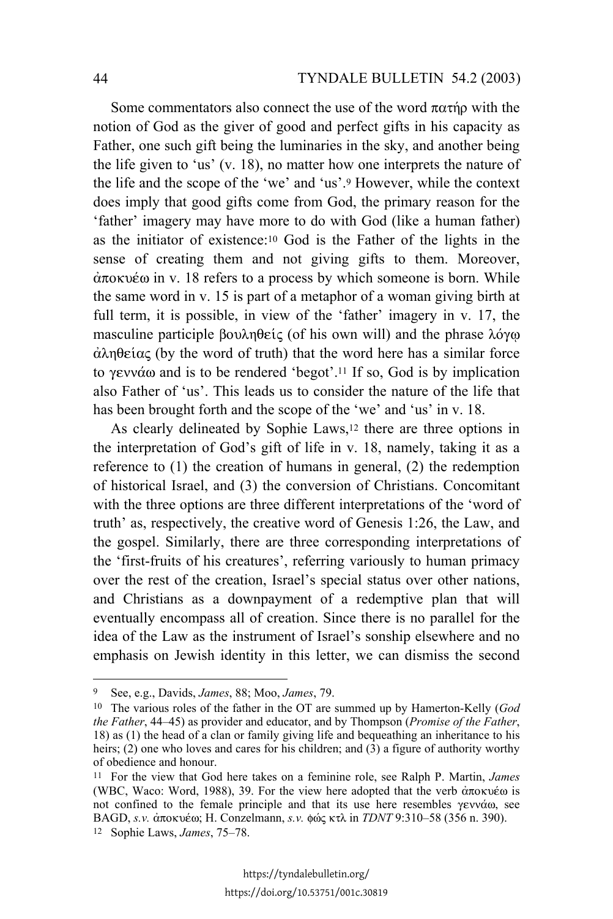Some commentators also connect the use of the word πατήρ with the notion of God as the giver of good and perfect gifts in his capacity as Father, one such gift being the luminaries in the sky, and another being the life given to 'us' (v. 18), no matter how one interprets the nature of the life and the scope of the 'we' and 'us'.[9] However, while the context does imply that good gifts come from God, the primary reason for the 'father' imagery may have more to do with God (like a human father) as the initiator of existence:[10] God is the Father of the lights in the sense of creating them and not giving gifts to them. Moreover, ἀποκυέω in v. 18 refers to a process by which someone is born. While the same word in v. 15 is part of a metaphor of a woman giving birth at full term, it is possible, in view of the 'father' imagery in v. 17, the masculine participle βουληθείς (of his own will) and the phrase λόγῳ ἀληθείας (by the word of truth) that the word here has a similar force to γεννάω and is to be rendered 'begot'.[11] If so, God is by implication also Father of 'us'. This leads us to consider the nature of the life that has been brought forth and the scope of the 'we' and 'us' in v. 18.

As clearly delineated by Sophie Laws,[12] there are three options in the interpretation of God's gift of life in v. 18, namely, taking it as a reference to (1) the creation of humans in general, (2) the redemption of historical Israel, and (3) the conversion of Christians. Concomitant with the three options are three different interpretations of the 'word of truth' as, respectively, the creative word of Genesis 1:26, the Law, and the gospel. Similarly, there are three corresponding interpretations of the 'first-fruits of his creatures', referring variously to human primacy over the rest of the creation, Israel's special status over other nations, and Christians as a downpayment of a redemptive plan that will eventually encompass all of creation. Since there is no parallel for the idea of the Law as the instrument of Israel's sonship elsewhere and no emphasis on Jewish identity in this letter, we can dismiss the second

---

[9] See, e.g., Davids, *James*, 88; Moo, *James*, 79.

[10] The various roles of the father in the OT are summed up by Hamerton-Kelly (*God the Father*, 44–45) as provider and educator, and by Thompson (*Promise of the Father*, 18) as (1) the head of a clan or family giving life and bequeathing an inheritance to his heirs; (2) one who loves and cares for his children; and (3) a figure of authority worthy of obedience and honour.

[11] For the view that God here takes on a feminine role, see Ralph P. Martin, *James* (WBC, Waco: Word, 1988), 39. For the view here adopted that the verb ἀποκυέω is not confined to the female principle and that its use here resembles γεννάω, see BAGD, *s.v.* ἀποκυέω; H. Conzelmann, *s.v.* φώς κτλ in *TDNT* 9:310–58 (356 n. 390).

[12] Sophie Laws, *James*, 75–78.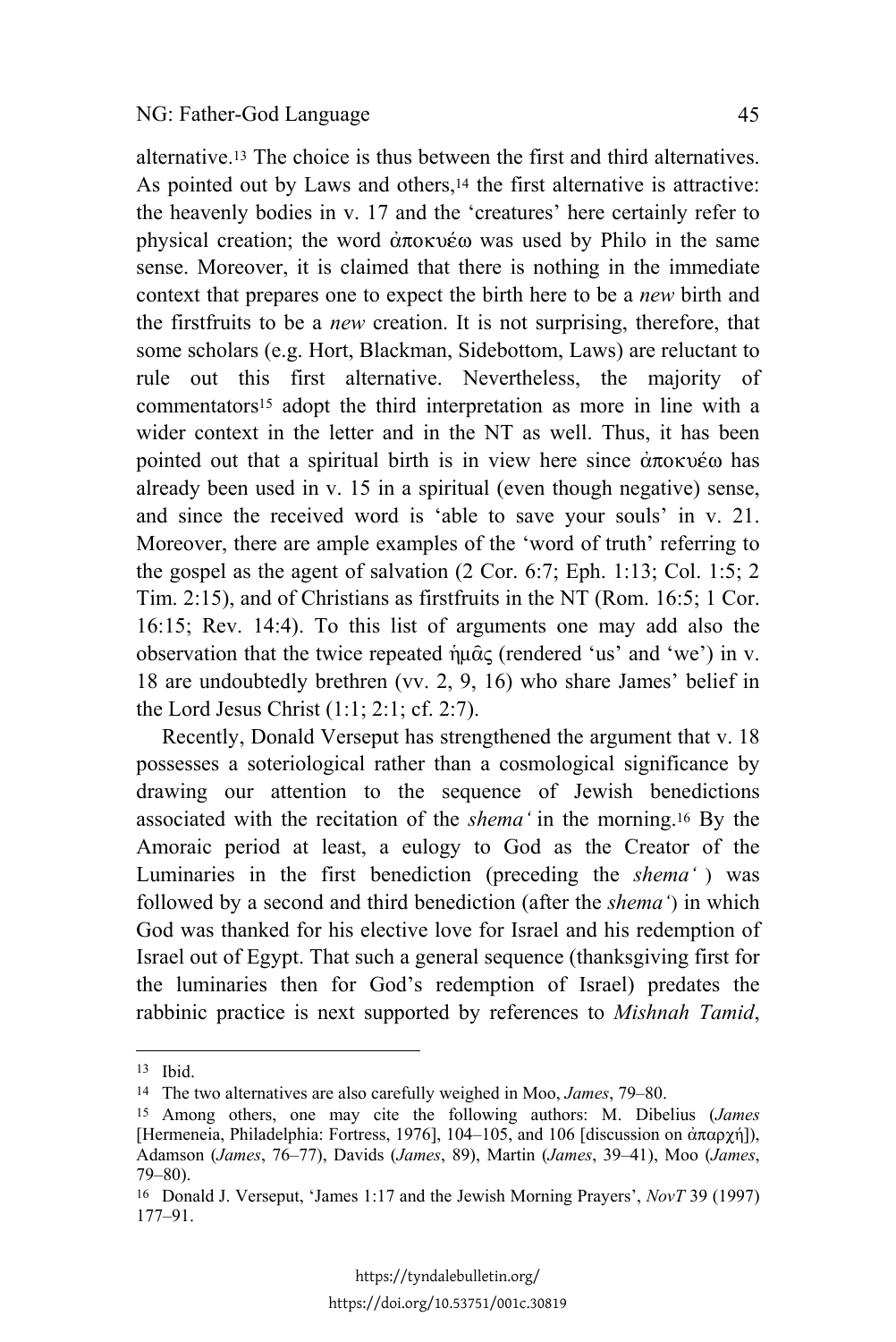alternative.[13] The choice is thus between the first and third alternatives. As pointed out by Laws and others,[14] the first alternative is attractive: the heavenly bodies in v. 17 and the 'creatures' here certainly refer to physical creation; the word ἀποκυέω was used by Philo in the same sense. Moreover, it is claimed that there is nothing in the immediate context that prepares one to expect the birth here to be a *new* birth and the firstfruits to be a *new* creation. It is not surprising, therefore, that some scholars (e.g. Hort, Blackman, Sidebottom, Laws) are reluctant to rule out this first alternative. Nevertheless, the majority of commentators[15] adopt the third interpretation as more in line with a wider context in the letter and in the NT as well. Thus, it has been pointed out that a spiritual birth is in view here since ἀποκυέω has already been used in v. 15 in a spiritual (even though negative) sense, and since the received word is 'able to save your souls' in v. 21. Moreover, there are ample examples of the 'word of truth' referring to the gospel as the agent of salvation (2 Cor. 6:7; Eph. 1:13; Col. 1:5; 2 Tim. 2:15), and of Christians as firstfruits in the NT (Rom. 16:5; 1 Cor. 16:15; Rev. 14:4). To this list of arguments one may add also the observation that the twice repeated ἡμᾶς (rendered 'us' and 'we') in v. 18 are undoubtedly brethren (vv. 2, 9, 16) who share James' belief in the Lord Jesus Christ (1:1; 2:1; cf. 2:7).

Recently, Donald Verseput has strengthened the argument that v. 18 possesses a soteriological rather than a cosmological significance by drawing our attention to the sequence of Jewish benedictions associated with the recitation of the *shema'* in the morning.[16] By the Amoraic period at least, a eulogy to God as the Creator of the Luminaries in the first benediction (preceding the *shema'* ) was followed by a second and third benediction (after the *shema'*) in which God was thanked for his elective love for Israel and his redemption of Israel out of Egypt. That such a general sequence (thanksgiving first for the luminaries then for God's redemption of Israel) predates the rabbinic practice is next supported by references to *Mishnah Tamid*,

---

[13] Ibid.

[14] The two alternatives are also carefully weighed in Moo, *James*, 79–80.

[15] Among others, one may cite the following authors: M. Dibelius (*James* [Hermeneia, Philadelphia: Fortress, 1976], 104–105, and 106 [discussion on ἀπαρχή]), Adamson (*James*, 76–77), Davids (*James*, 89), Martin (*James*, 39–41), Moo (*James*, 79–80).

[16] Donald J. Verseput, 'James 1:17 and the Jewish Morning Prayers', *NovT* 39 (1997) 177–91.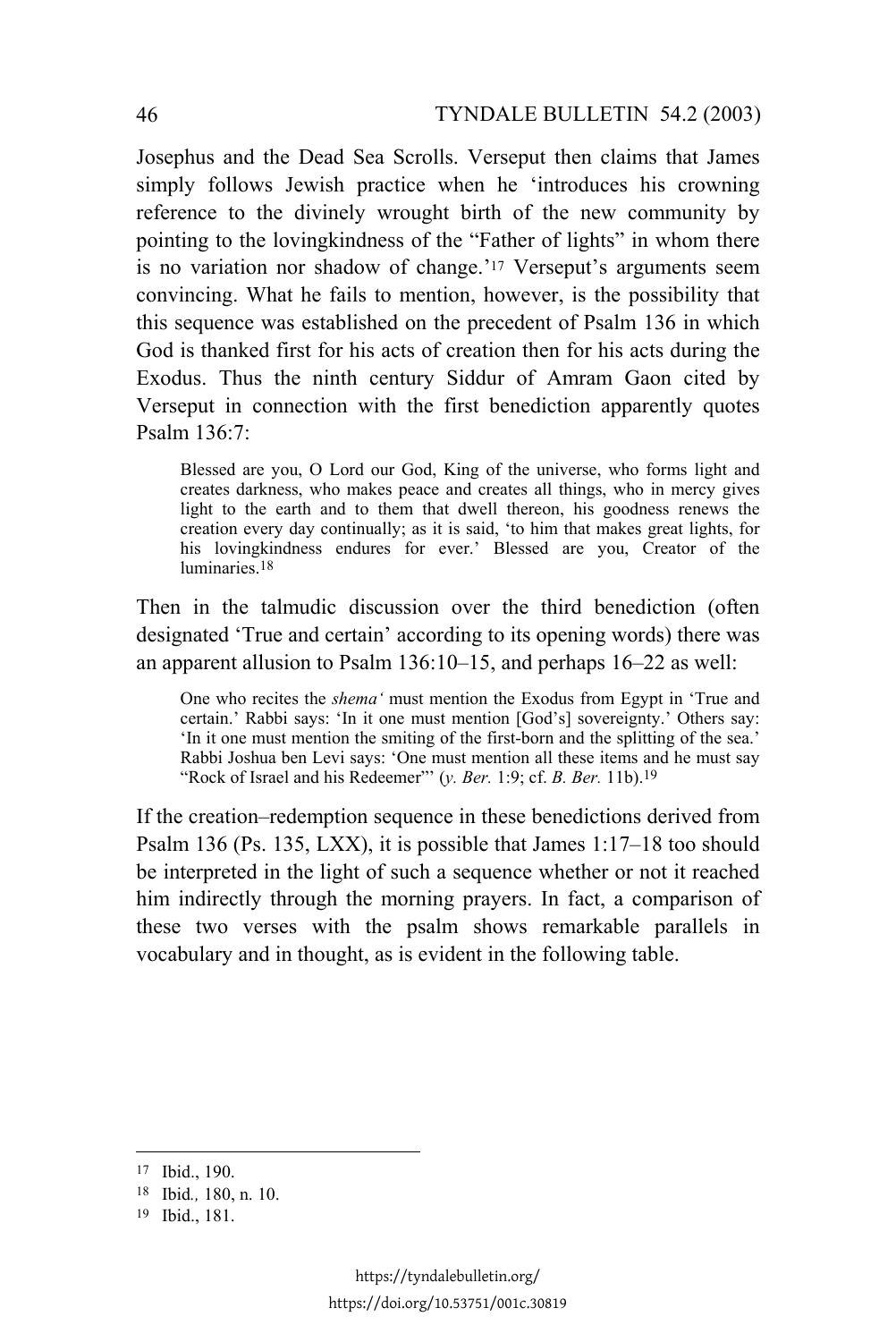Josephus and the Dead Sea Scrolls. Verseput then claims that James simply follows Jewish practice when he 'introduces his crowning reference to the divinely wrought birth of the new community by pointing to the lovingkindness of the "Father of lights" in whom there is no variation nor shadow of change.'[17] Verseput's arguments seem convincing. What he fails to mention, however, is the possibility that this sequence was established on the precedent of Psalm 136 in which God is thanked first for his acts of creation then for his acts during the Exodus. Thus the ninth century Siddur of Amram Gaon cited by Verseput in connection with the first benediction apparently quotes Psalm 136:7:

> Blessed are you, O Lord our God, King of the universe, who forms light and creates darkness, who makes peace and creates all things, who in mercy gives light to the earth and to them that dwell thereon, his goodness renews the creation every day continually; as it is said, 'to him that makes great lights, for his lovingkindness endures for ever.' Blessed are you, Creator of the luminaries.[18]

Then in the talmudic discussion over the third benediction (often designated 'True and certain' according to its opening words) there was an apparent allusion to Psalm 136:10–15, and perhaps 16–22 as well:

> One who recites the *shema'* must mention the Exodus from Egypt in 'True and certain.' Rabbi says: 'In it one must mention [God's] sovereignty.' Others say: 'In it one must mention the smiting of the first-born and the splitting of the sea.' Rabbi Joshua ben Levi says: 'One must mention all these items and he must say "Rock of Israel and his Redeemer"' (*y. Ber.* 1:9; cf. *B. Ber.* 11b).[19]

If the creation–redemption sequence in these benedictions derived from Psalm 136 (Ps. 135, LXX), it is possible that James 1:17–18 too should be interpreted in the light of such a sequence whether or not it reached him indirectly through the morning prayers. In fact, a comparison of these two verses with the psalm shows remarkable parallels in vocabulary and in thought, as is evident in the following table.

---

17 Ibid., 190.

18 Ibid., 180, n. 10.

19 Ibid., 181.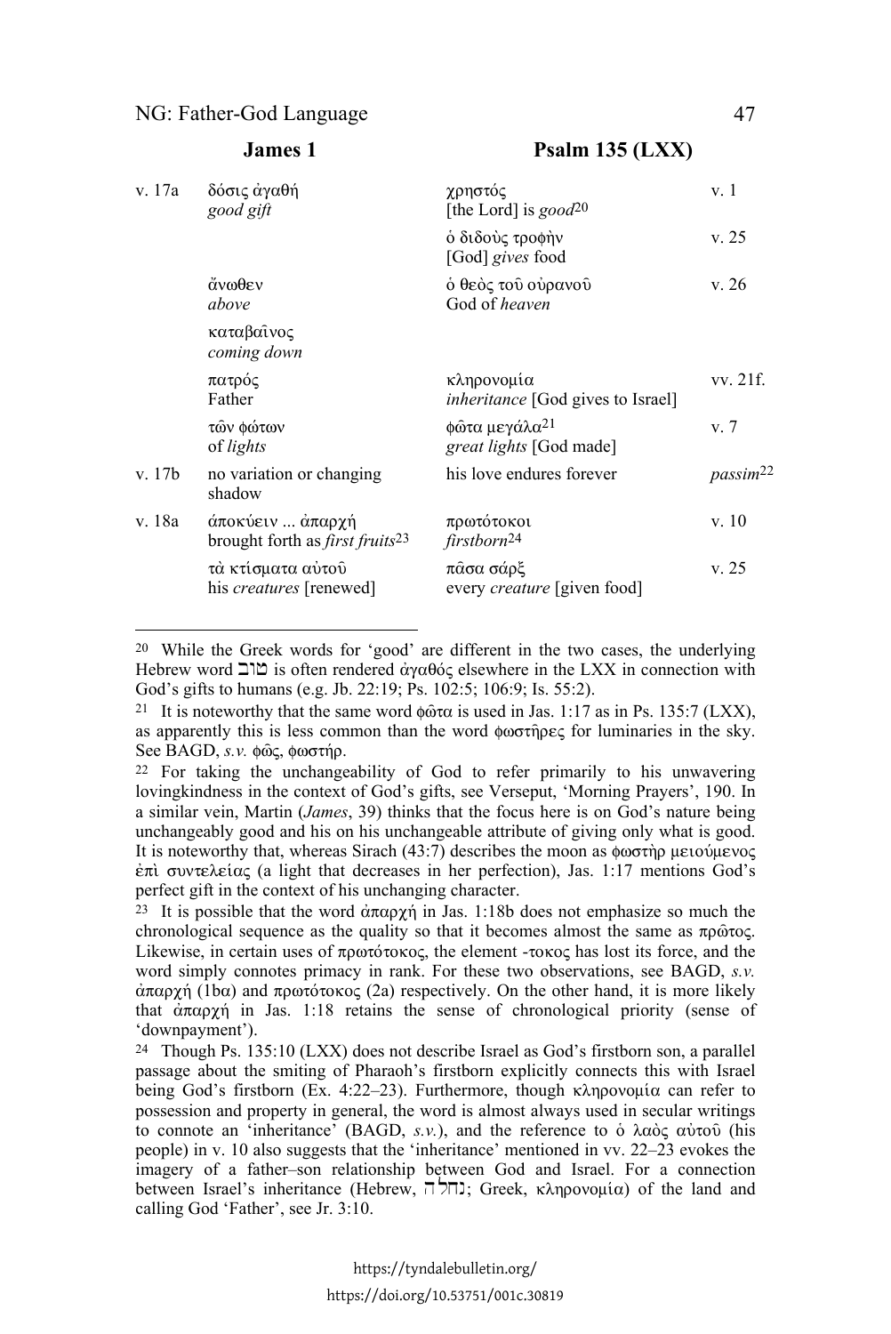| | James 1 | Psalm 135 (LXX) | |
|---|---|---|---|
| v. 17a | δόσις ἀγαθή<br>*good gift* | χρηστός<br>[the Lord] is *good*[20] | v. 1 |
| | | ὁ διδοὺς τροφὴν<br>[God] *gives* food | v. 25 |
| | ἄνωθεν<br>*above* | ὁ θεὸς τοῦ οὐρανοῦ<br>God of *heaven* | v. 26 |
| | καταβαῖνος<br>*coming down* | | |
| | πατρός<br>Father | κληρονομία<br>*inheritance* [God gives to Israel] | vv. 21f. |
| | τῶν φώτων<br>of *lights* | φῶτα μεγάλα[21]<br>*great lights* [God made] | v. 7 |
| v. 17b | no variation or changing shadow | his love endures forever | *passim*[22] |
| v. 18a | ἀποκύειν ... ἀπαρχή<br>brought forth as *first fruits*[23] | πρωτότοκοι<br>*firstborn*[24] | v. 10 |
| | τὰ κτίσματα αὐτοῦ<br>his *creatures* [renewed] | πᾶσα σάρξ<br>every *creature* [given food] | v. 25 |

---

[20] While the Greek words for 'good' are different in the two cases, the underlying Hebrew word טוב is often rendered ἀγαθός elsewhere in the LXX in connection with God's gifts to humans (e.g. Jb. 22:19; Ps. 102:5; 106:9; Is. 55:2).

[21] It is noteworthy that the same word φῶτα is used in Jas. 1:17 as in Ps. 135:7 (LXX), as apparently this is less common than the word φωστῆρες for luminaries in the sky. See BAGD, *s.v.* φῶς, φωστήρ.

[22] For taking the unchangeability of God to refer primarily to his unwavering lovingkindness in the context of God's gifts, see Verseput, 'Morning Prayers', 190. In a similar vein, Martin (*James*, 39) thinks that the focus here is on God's nature being unchangeably good and his on his unchangeable attribute of giving only what is good. It is noteworthy that, whereas Sirach (43:7) describes the moon as φωστὴρ μειούμενος ἐπὶ συντελείας (a light that decreases in her perfection), Jas. 1:17 mentions God's perfect gift in the context of his unchanging character.

[23] It is possible that the word ἀπαρχή in Jas. 1:18b does not emphasize so much the chronological sequence as the quality so that it becomes almost the same as πρῶτος. Likewise, in certain uses of πρωτότοκος, the element -τοκος has lost its force, and the word simply connotes primacy in rank. For these two observations, see BAGD, *s.v.* ἀπαρχή (1bα) and πρωτότοκος (2a) respectively. On the other hand, it is more likely that ἀπαρχή in Jas. 1:18 retains the sense of chronological priority (sense of 'downpayment').

[24] Though Ps. 135:10 (LXX) does not describe Israel as God's firstborn son, a parallel passage about the smiting of Pharaoh's firstborn explicitly connects this with Israel being God's firstborn (Ex. 4:22–23). Furthermore, though κληρονομία can refer to possession and property in general, the word is almost always used in secular writings to connote an 'inheritance' (BAGD, *s.v.*), and the reference to ὁ λαὸς αὐτοῦ (his people) in v. 10 also suggests that the 'inheritance' mentioned in vv. 22–23 evokes the imagery of a father–son relationship between God and Israel. For a connection between Israel's inheritance (Hebrew, נחלה; Greek, κληρονομία) of the land and calling God 'Father', see Jr. 3:10.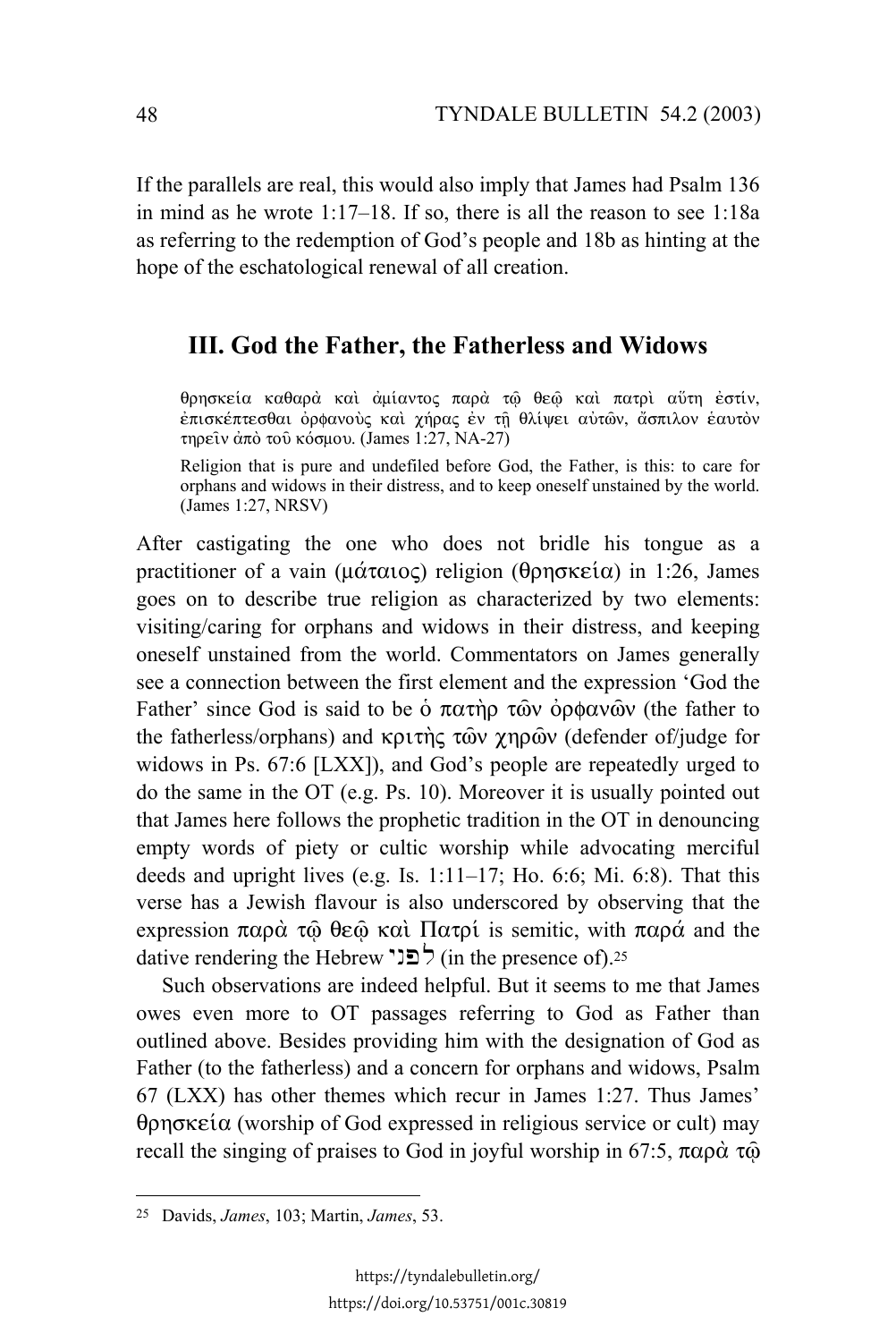If the parallels are real, this would also imply that James had Psalm 136 in mind as he wrote 1:17–18. If so, there is all the reason to see 1:18a as referring to the redemption of God's people and 18b as hinting at the hope of the eschatological renewal of all creation.

## III. God the Father, the Fatherless and Widows

> θρησκεία καθαρὰ καὶ ἀμίαντος παρὰ τῷ θεῷ καὶ πατρὶ αὕτη ἐστίν, ἐπισκέπτεσθαι ὀρφανοὺς καὶ χήρας ἐν τῇ θλίψει αὐτῶν, ἄσπιλον ἑαυτὸν τηρεῖν ἀπὸ τοῦ κόσμου. (James 1:27, NA-27)
>
> Religion that is pure and undefiled before God, the Father, is this: to care for orphans and widows in their distress, and to keep oneself unstained by the world. (James 1:27, NRSV)

After castigating the one who does not bridle his tongue as a practitioner of a vain (μάταιος) religion (θρησκεία) in 1:26, James goes on to describe true religion as characterized by two elements: visiting/caring for orphans and widows in their distress, and keeping oneself unstained from the world. Commentators on James generally see a connection between the first element and the expression 'God the Father' since God is said to be ὁ πατὴρ τῶν ὀρφανῶν (the father to the fatherless/orphans) and κριτὴς τῶν χηρῶν (defender of/judge for widows in Ps. 67:6 [LXX]), and God's people are repeatedly urged to do the same in the OT (e.g. Ps. 10). Moreover it is usually pointed out that James here follows the prophetic tradition in the OT in denouncing empty words of piety or cultic worship while advocating merciful deeds and upright lives (e.g. Is. 1:11–17; Ho. 6:6; Mi. 6:8). That this verse has a Jewish flavour is also underscored by observing that the expression παρὰ τῷ θεῷ καὶ Πατρί is semitic, with παρά and the dative rendering the Hebrew לפני (in the presence of).[25]

Such observations are indeed helpful. But it seems to me that James owes even more to OT passages referring to God as Father than outlined above. Besides providing him with the designation of God as Father (to the fatherless) and a concern for orphans and widows, Psalm 67 (LXX) has other themes which recur in James 1:27. Thus James' θρησκεία (worship of God expressed in religious service or cult) may recall the singing of praises to God in joyful worship in 67:5, παρὰ τῷ

---

[25] Davids, *James*, 103; Martin, *James*, 53.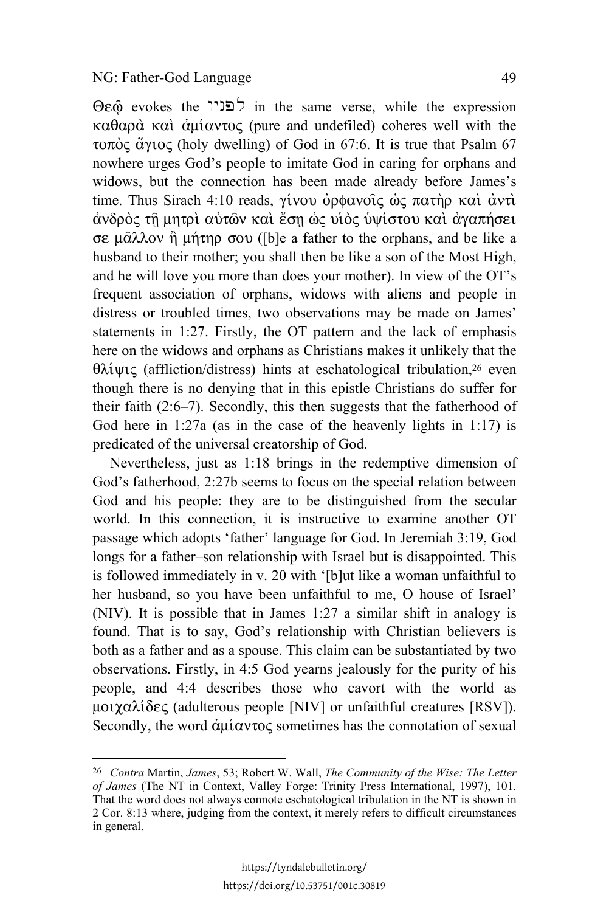Θεῷ evokes the לפניו in the same verse, while the expression καθαρὰ καὶ ἀμίαντος (pure and undefiled) coheres well with the τοπὸς ἅγιος (holy dwelling) of God in 67:6. It is true that Psalm 67 nowhere urges God's people to imitate God in caring for orphans and widows, but the connection has been made already before James's time. Thus Sirach 4:10 reads, γίνου ὀρφανοῖς ὡς πατὴρ καὶ ἀντὶ ἀνδρὸς τῇ μητρὶ αὐτῶν καὶ ἔσῃ ὡς υἱὸς ὑψίστου καὶ ἀγαπήσει σε μᾶλλον ἢ μήτηρ σου ([b]e a father to the orphans, and be like a husband to their mother; you shall then be like a son of the Most High, and he will love you more than does your mother). In view of the OT's frequent association of orphans, widows with aliens and people in distress or troubled times, two observations may be made on James' statements in 1:27. Firstly, the OT pattern and the lack of emphasis here on the widows and orphans as Christians makes it unlikely that the θλίψις (affliction/distress) hints at eschatological tribulation,[26] even though there is no denying that in this epistle Christians do suffer for their faith (2:6–7). Secondly, this then suggests that the fatherhood of God here in 1:27a (as in the case of the heavenly lights in 1:17) is predicated of the universal creatorship of God.

Nevertheless, just as 1:18 brings in the redemptive dimension of God's fatherhood, 2:27b seems to focus on the special relation between God and his people: they are to be distinguished from the secular world. In this connection, it is instructive to examine another OT passage which adopts 'father' language for God. In Jeremiah 3:19, God longs for a father–son relationship with Israel but is disappointed. This is followed immediately in v. 20 with '[b]ut like a woman unfaithful to her husband, so you have been unfaithful to me, O house of Israel' (NIV). It is possible that in James 1:27 a similar shift in analogy is found. That is to say, God's relationship with Christian believers is both as a father and as a spouse. This claim can be substantiated by two observations. Firstly, in 4:5 God yearns jealously for the purity of his people, and 4:4 describes those who cavort with the world as μοιχαλίδες (adulterous people [NIV] or unfaithful creatures [RSV]). Secondly, the word ἀμίαντος sometimes has the connotation of sexual

---

[26] *Contra* Martin, *James*, 53; Robert W. Wall, *The Community of the Wise: The Letter of James* (The NT in Context, Valley Forge: Trinity Press International, 1997), 101. That the word does not always connote eschatological tribulation in the NT is shown in 2 Cor. 8:13 where, judging from the context, it merely refers to difficult circumstances in general.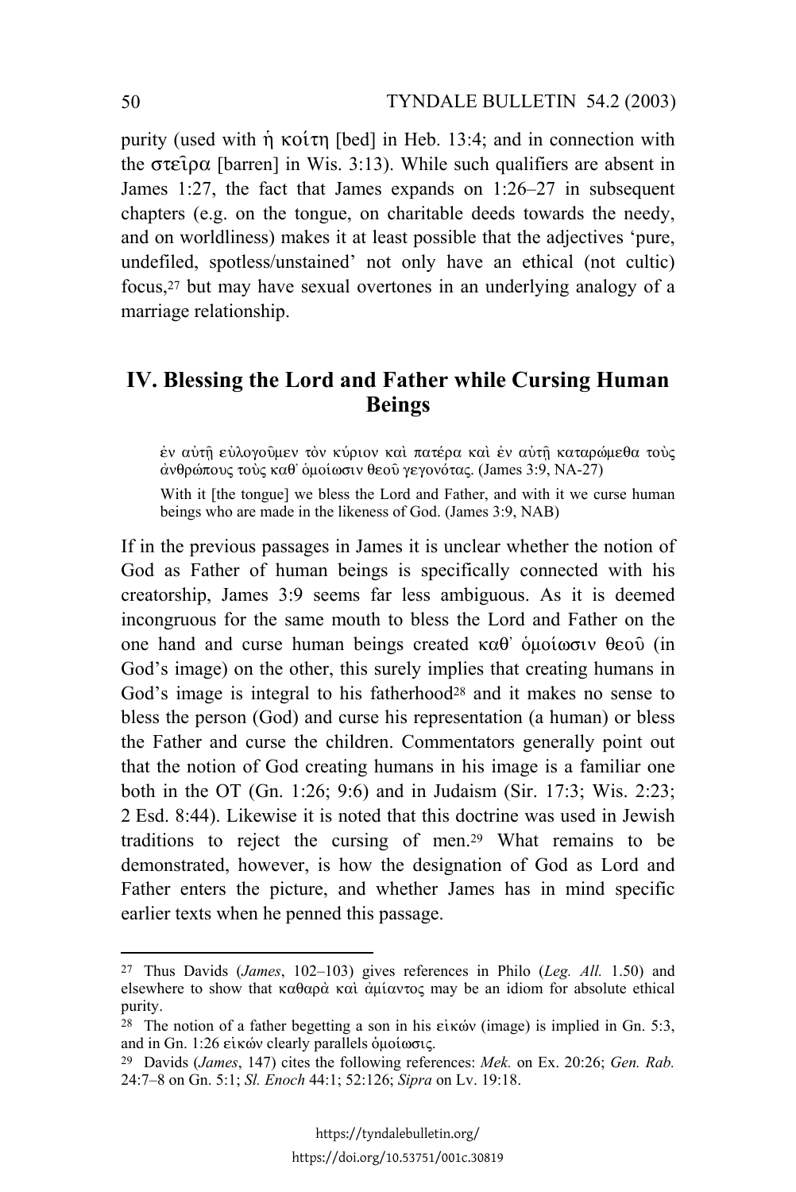purity (used with ἡ κοίτη [bed] in Heb. 13:4; and in connection with the στεῖρα [barren] in Wis. 3:13). While such qualifiers are absent in James 1:27, the fact that James expands on 1:26–27 in subsequent chapters (e.g. on the tongue, on charitable deeds towards the needy, and on worldliness) makes it at least possible that the adjectives 'pure, undefiled, spotless/unstained' not only have an ethical (not cultic) focus,[27] but may have sexual overtones in an underlying analogy of a marriage relationship.

## IV. Blessing the Lord and Father while Cursing Human Beings

> ἐν αὐτῇ εὐλογοῦμεν τὸν κύριον καὶ πατέρα καὶ ἐν αὐτῇ καταρώμεθα τοὺς ἀνθρώπους τοὺς καθ᾽ ὁμοίωσιν θεοῦ γεγονότας. (James 3:9, NA-27)
>
> With it [the tongue] we bless the Lord and Father, and with it we curse human beings who are made in the likeness of God. (James 3:9, NAB)

If in the previous passages in James it is unclear whether the notion of God as Father of human beings is specifically connected with his creatorship, James 3:9 seems far less ambiguous. As it is deemed incongruous for the same mouth to bless the Lord and Father on the one hand and curse human beings created καθ᾽ ὁμοίωσιν θεοῦ (in God's image) on the other, this surely implies that creating humans in God's image is integral to his fatherhood[28] and it makes no sense to bless the person (God) and curse his representation (a human) or bless the Father and curse the children. Commentators generally point out that the notion of God creating humans in his image is a familiar one both in the OT (Gn. 1:26; 9:6) and in Judaism (Sir. 17:3; Wis. 2:23; 2 Esd. 8:44). Likewise it is noted that this doctrine was used in Jewish traditions to reject the cursing of men.[29] What remains to be demonstrated, however, is how the designation of God as Lord and Father enters the picture, and whether James has in mind specific earlier texts when he penned this passage.

---

[27] Thus Davids (*James*, 102–103) gives references in Philo (*Leg. All.* 1.50) and elsewhere to show that καθαρὰ καὶ ἀμίαντος may be an idiom for absolute ethical purity.

[28] The notion of a father begetting a son in his εἰκών (image) is implied in Gn. 5:3, and in Gn. 1:26 εἰκών clearly parallels ὁμοίωσις.

[29] Davids (*James*, 147) cites the following references: *Mek.* on Ex. 20:26; *Gen. Rab.* 24:7–8 on Gn. 5:1; *Sl. Enoch* 44:1; 52:126; *Sipra* on Lv. 19:18.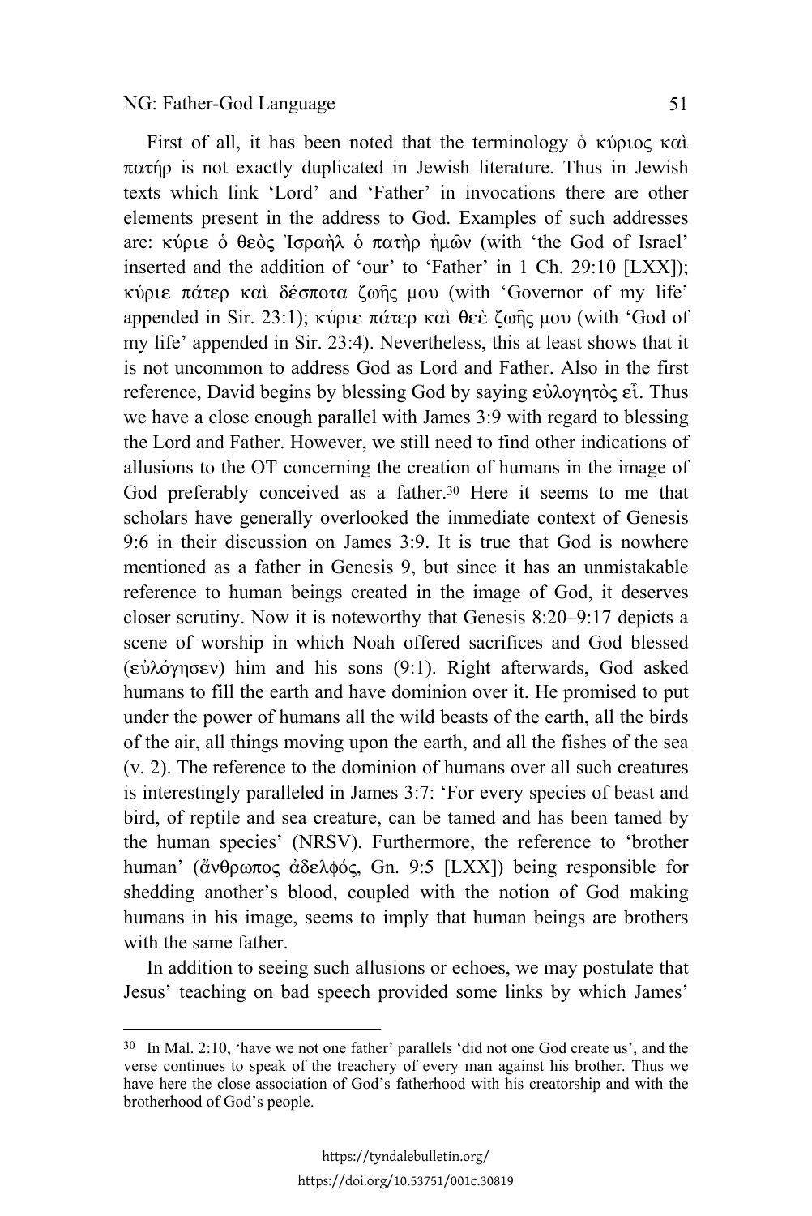First of all, it has been noted that the terminology ὁ κύριος καὶ πατήρ is not exactly duplicated in Jewish literature. Thus in Jewish texts which link 'Lord' and 'Father' in invocations there are other elements present in the address to God. Examples of such addresses are: κύριε ὁ θεὸς Ἰσραὴλ ὁ πατὴρ ἡμῶν (with 'the God of Israel' inserted and the addition of 'our' to 'Father' in 1 Ch. 29:10 [LXX]); κύριε πάτερ καὶ δέσποτα ζωῆς μου (with 'Governor of my life' appended in Sir. 23:1); κύριε πάτερ καὶ θεὲ ζωῆς μου (with 'God of my life' appended in Sir. 23:4). Nevertheless, this at least shows that it is not uncommon to address God as Lord and Father. Also in the first reference, David begins by blessing God by saying εὐλογητὸς εἶ. Thus we have a close enough parallel with James 3:9 with regard to blessing the Lord and Father. However, we still need to find other indications of allusions to the OT concerning the creation of humans in the image of God preferably conceived as a father.[30] Here it seems to me that scholars have generally overlooked the immediate context of Genesis 9:6 in their discussion on James 3:9. It is true that God is nowhere mentioned as a father in Genesis 9, but since it has an unmistakable reference to human beings created in the image of God, it deserves closer scrutiny. Now it is noteworthy that Genesis 8:20–9:17 depicts a scene of worship in which Noah offered sacrifices and God blessed (εὐλόγησεν) him and his sons (9:1). Right afterwards, God asked humans to fill the earth and have dominion over it. He promised to put under the power of humans all the wild beasts of the earth, all the birds of the air, all things moving upon the earth, and all the fishes of the sea (v. 2). The reference to the dominion of humans over all such creatures is interestingly paralleled in James 3:7: 'For every species of beast and bird, of reptile and sea creature, can be tamed and has been tamed by the human species' (NRSV). Furthermore, the reference to 'brother human' (ἄνθρωπος ἀδελφός, Gn. 9:5 [LXX]) being responsible for shedding another's blood, coupled with the notion of God making humans in his image, seems to imply that human beings are brothers with the same father.

In addition to seeing such allusions or echoes, we may postulate that Jesus' teaching on bad speech provided some links by which James'

---

[30] In Mal. 2:10, 'have we not one father' parallels 'did not one God create us', and the verse continues to speak of the treachery of every man against his brother. Thus we have here the close association of God's fatherhood with his creatorship and with the brotherhood of God's people.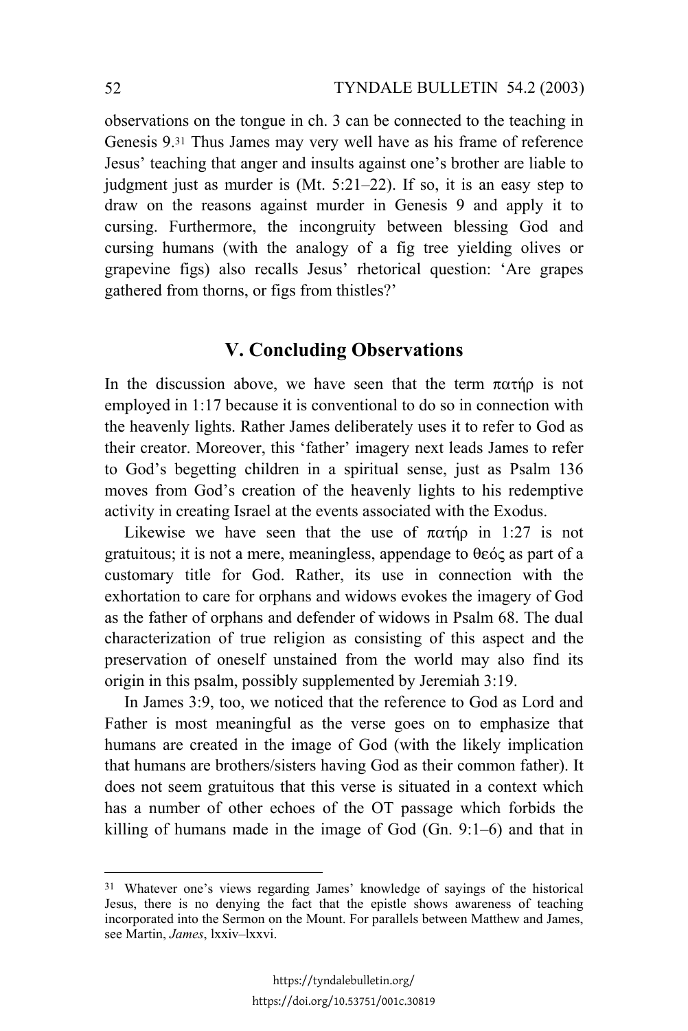observations on the tongue in ch. 3 can be connected to the teaching in Genesis 9.[31] Thus James may very well have as his frame of reference Jesus' teaching that anger and insults against one's brother are liable to judgment just as murder is (Mt. 5:21–22). If so, it is an easy step to draw on the reasons against murder in Genesis 9 and apply it to cursing. Furthermore, the incongruity between blessing God and cursing humans (with the analogy of a fig tree yielding olives or grapevine figs) also recalls Jesus' rhetorical question: 'Are grapes gathered from thorns, or figs from thistles?'

## V. Concluding Observations

In the discussion above, we have seen that the term πατήρ is not employed in 1:17 because it is conventional to do so in connection with the heavenly lights. Rather James deliberately uses it to refer to God as their creator. Moreover, this 'father' imagery next leads James to refer to God's begetting children in a spiritual sense, just as Psalm 136 moves from God's creation of the heavenly lights to his redemptive activity in creating Israel at the events associated with the Exodus.

Likewise we have seen that the use of πατήρ in 1:27 is not gratuitous; it is not a mere, meaningless, appendage to θεός as part of a customary title for God. Rather, its use in connection with the exhortation to care for orphans and widows evokes the imagery of God as the father of orphans and defender of widows in Psalm 68. The dual characterization of true religion as consisting of this aspect and the preservation of oneself unstained from the world may also find its origin in this psalm, possibly supplemented by Jeremiah 3:19.

In James 3:9, too, we noticed that the reference to God as Lord and Father is most meaningful as the verse goes on to emphasize that humans are created in the image of God (with the likely implication that humans are brothers/sisters having God as their common father). It does not seem gratuitous that this verse is situated in a context which has a number of other echoes of the OT passage which forbids the killing of humans made in the image of God (Gn. 9:1–6) and that in

---

[31] Whatever one's views regarding James' knowledge of sayings of the historical Jesus, there is no denying the fact that the epistle shows awareness of teaching incorporated into the Sermon on the Mount. For parallels between Matthew and James, see Martin, *James*, lxxiv–lxxvi.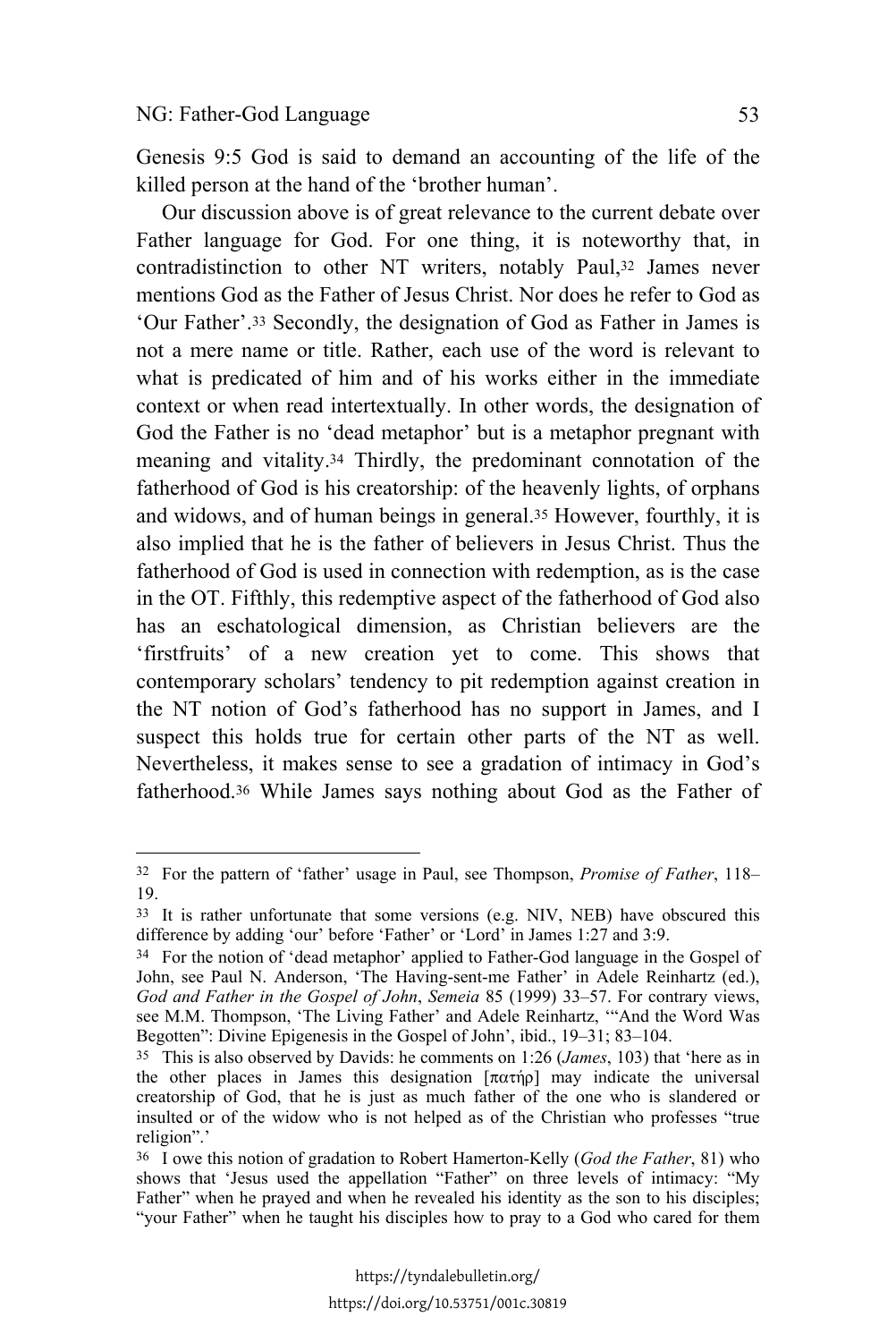Genesis 9:5 God is said to demand an accounting of the life of the killed person at the hand of the 'brother human'.

Our discussion above is of great relevance to the current debate over Father language for God. For one thing, it is noteworthy that, in contradistinction to other NT writers, notably Paul,[32] James never mentions God as the Father of Jesus Christ. Nor does he refer to God as 'Our Father'.[33] Secondly, the designation of God as Father in James is not a mere name or title. Rather, each use of the word is relevant to what is predicated of him and of his works either in the immediate context or when read intertextually. In other words, the designation of God the Father is no 'dead metaphor' but is a metaphor pregnant with meaning and vitality.[34] Thirdly, the predominant connotation of the fatherhood of God is his creatorship: of the heavenly lights, of orphans and widows, and of human beings in general.[35] However, fourthly, it is also implied that he is the father of believers in Jesus Christ. Thus the fatherhood of God is used in connection with redemption, as is the case in the OT. Fifthly, this redemptive aspect of the fatherhood of God also has an eschatological dimension, as Christian believers are the 'firstfruits' of a new creation yet to come. This shows that contemporary scholars' tendency to pit redemption against creation in the NT notion of God's fatherhood has no support in James, and I suspect this holds true for certain other parts of the NT as well. Nevertheless, it makes sense to see a gradation of intimacy in God's fatherhood.[36] While James says nothing about God as the Father of

---

[32] For the pattern of 'father' usage in Paul, see Thompson, *Promise of Father*, 118–19.

[33] It is rather unfortunate that some versions (e.g. NIV, NEB) have obscured this difference by adding 'our' before 'Father' or 'Lord' in James 1:27 and 3:9.

[34] For the notion of 'dead metaphor' applied to Father-God language in the Gospel of John, see Paul N. Anderson, 'The Having-sent-me Father' in Adele Reinhartz (ed.), *God and Father in the Gospel of John*, *Semeia* 85 (1999) 33–57. For contrary views, see M.M. Thompson, 'The Living Father' and Adele Reinhartz, '"And the Word Was Begotten": Divine Epigenesis in the Gospel of John', ibid., 19–31; 83–104.

[35] This is also observed by Davids: he comments on 1:26 (*James*, 103) that 'here as in the other places in James this designation [πατήρ] may indicate the universal creatorship of God, that he is just as much father of the one who is slandered or insulted or of the widow who is not helped as of the Christian who professes "true religion".'

[36] I owe this notion of gradation to Robert Hamerton-Kelly (*God the Father*, 81) who shows that 'Jesus used the appellation "Father" on three levels of intimacy: "My Father" when he prayed and when he revealed his identity as the son to his disciples; "your Father" when he taught his disciples how to pray to a God who cared for them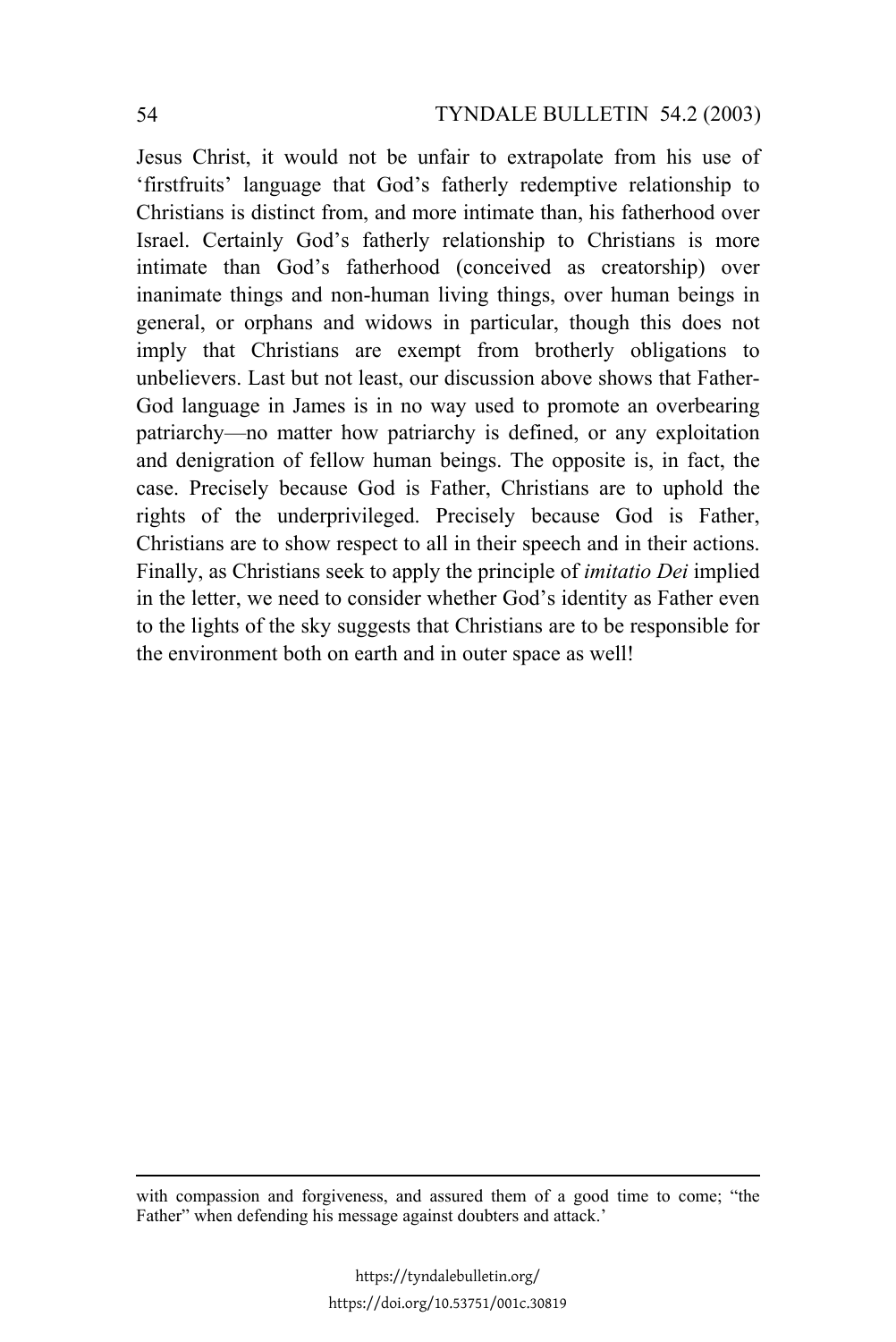Jesus Christ, it would not be unfair to extrapolate from his use of 'firstfruits' language that God's fatherly redemptive relationship to Christians is distinct from, and more intimate than, his fatherhood over Israel. Certainly God's fatherly relationship to Christians is more intimate than God's fatherhood (conceived as creatorship) over inanimate things and non-human living things, over human beings in general, or orphans and widows in particular, though this does not imply that Christians are exempt from brotherly obligations to unbelievers. Last but not least, our discussion above shows that Father-God language in James is in no way used to promote an overbearing patriarchy—no matter how patriarchy is defined, or any exploitation and denigration of fellow human beings. The opposite is, in fact, the case. Precisely because God is Father, Christians are to uphold the rights of the underprivileged. Precisely because God is Father, Christians are to show respect to all in their speech and in their actions. Finally, as Christians seek to apply the principle of *imitatio Dei* implied in the letter, we need to consider whether God's identity as Father even to the lights of the sky suggests that Christians are to be responsible for the environment both on earth and in outer space as well!

---

with compassion and forgiveness, and assured them of a good time to come; "the Father" when defending his message against doubters and attack.'

https://tyndalebulletin.org/

https://doi.org/10.53751/001c.30819